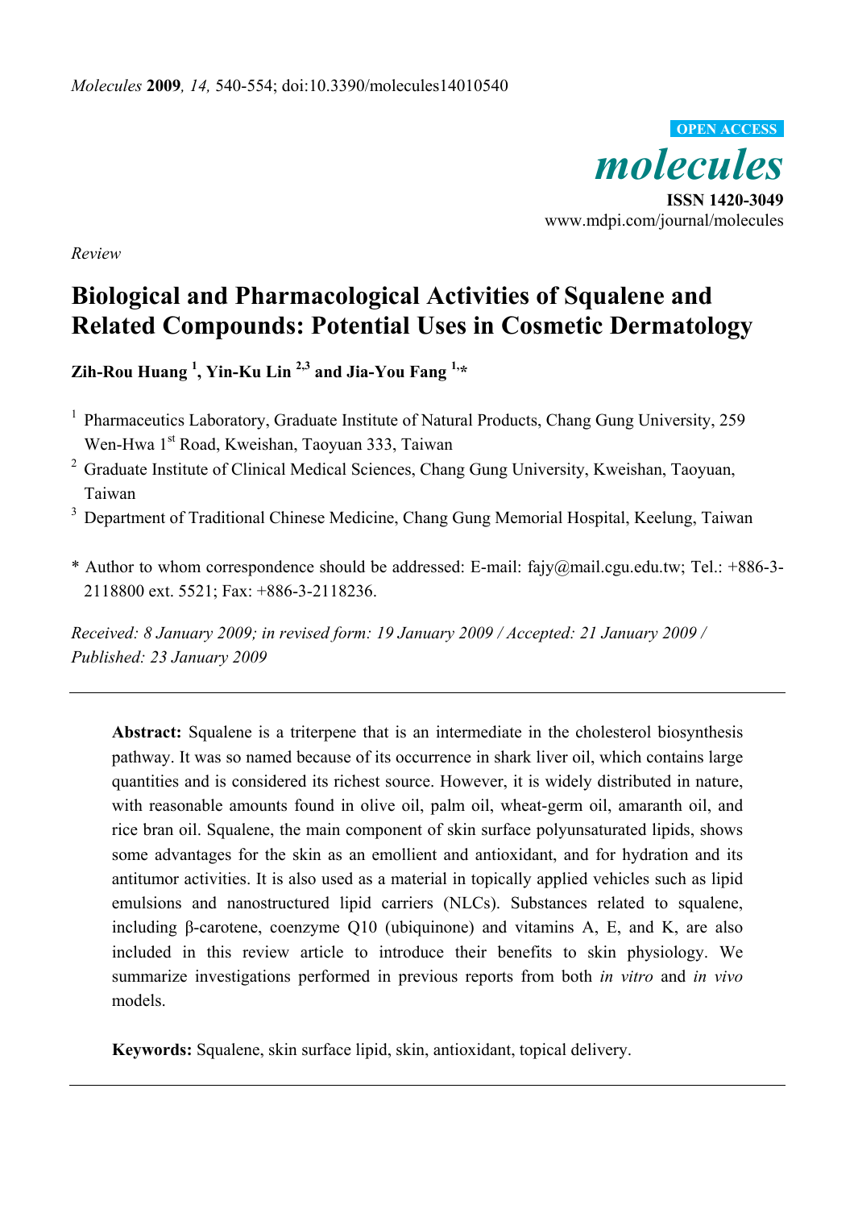*Molecules* **2009**, *14*, 540-554; doi:10.3390/molecules14010540

OPEN ACCESS

***molecules***

**ISSN 1420-3049**

www.mdpi.com/journal/molecules

*Review*

# Biological and Pharmacological Activities of Squalene and Related Compounds: Potential Uses in Cosmetic Dermatology

**Zih-Rou Huang [1], Yin-Ku Lin [2,3] and Jia-You Fang [1,*]**

[1] Pharmaceutics Laboratory, Graduate Institute of Natural Products, Chang Gung University, 259 Wen-Hwa 1st Road, Kweishan, Taoyuan 333, Taiwan

[2] Graduate Institute of Clinical Medical Sciences, Chang Gung University, Kweishan, Taoyuan, Taiwan

[3] Department of Traditional Chinese Medicine, Chang Gung Memorial Hospital, Keelung, Taiwan

\* Author to whom correspondence should be addressed: E-mail: fajy@mail.cgu.edu.tw; Tel.: +886-3-2118800 ext. 5521; Fax: +886-3-2118236.

*Received: 8 January 2009; in revised form: 19 January 2009 / Accepted: 21 January 2009 / Published: 23 January 2009*

---

**Abstract:** Squalene is a triterpene that is an intermediate in the cholesterol biosynthesis pathway. It was so named because of its occurrence in shark liver oil, which contains large quantities and is considered its richest source. However, it is widely distributed in nature, with reasonable amounts found in olive oil, palm oil, wheat-germ oil, amaranth oil, and rice bran oil. Squalene, the main component of skin surface polyunsaturated lipids, shows some advantages for the skin as an emollient and antioxidant, and for hydration and its antitumor activities. It is also used as a material in topically applied vehicles such as lipid emulsions and nanostructured lipid carriers (NLCs). Substances related to squalene, including β-carotene, coenzyme Q10 (ubiquinone) and vitamins A, E, and K, are also included in this review article to introduce their benefits to skin physiology. We summarize investigations performed in previous reports from both *in vitro* and *in vivo* models.

**Keywords:** Squalene, skin surface lipid, skin, antioxidant, topical delivery.

---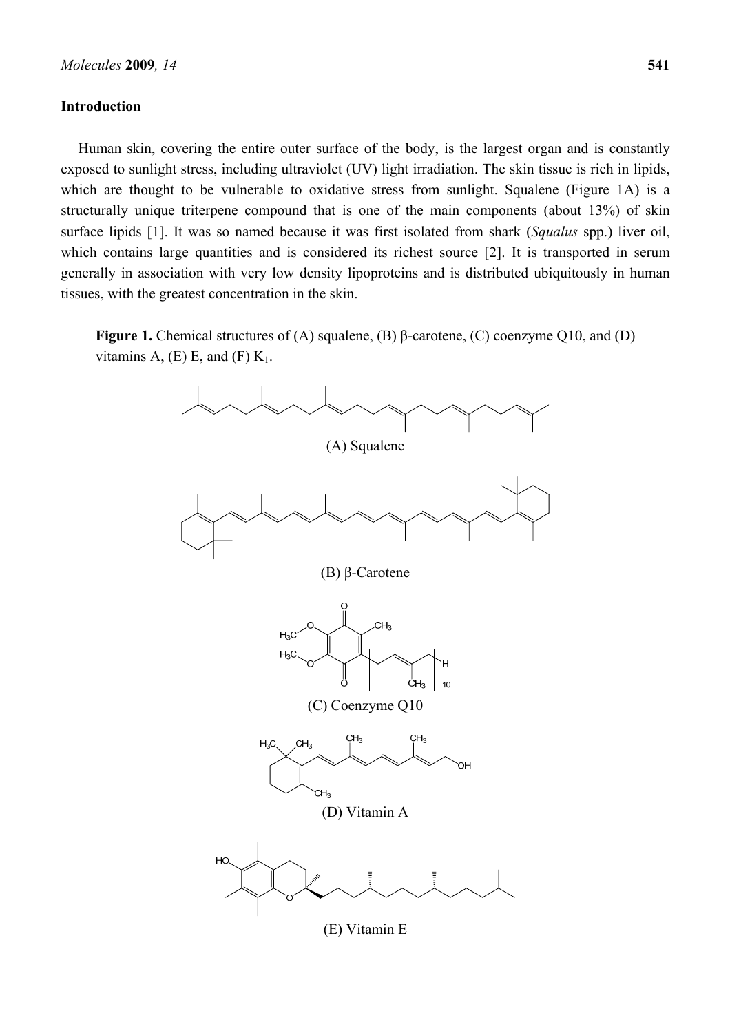## Introduction

Human skin, covering the entire outer surface of the body, is the largest organ and is constantly exposed to sunlight stress, including ultraviolet (UV) light irradiation. The skin tissue is rich in lipids, which are thought to be vulnerable to oxidative stress from sunlight. Squalene (Figure 1A) is a structurally unique triterpene compound that is one of the main components (about 13%) of skin surface lipids [1]. It was so named because it was first isolated from shark (*Squalus* spp.) liver oil, which contains large quantities and is considered its richest source [2]. It is transported in serum generally in association with very low density lipoproteins and is distributed ubiquitously in human tissues, with the greatest concentration in the skin.

**Figure 1.** Chemical structures of (A) squalene, (B) β-carotene, (C) coenzyme Q10, and (D) vitamins A, (E) E, and (F) $K_1$.

(A) Squalene

(B) β-Carotene

(C) Coenzyme Q10

(D) Vitamin A

(E) Vitamin E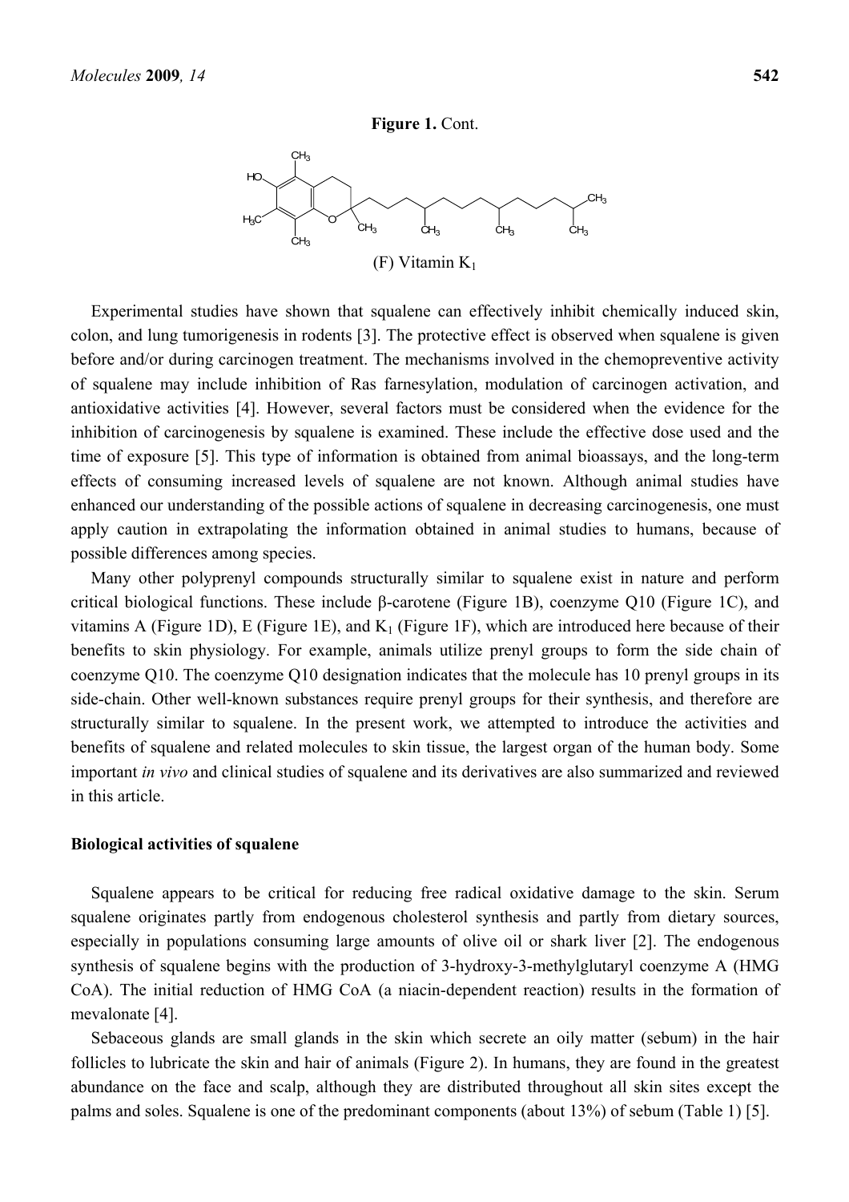**Figure 1.** Cont.

(F) Vitamin $K_1$

Experimental studies have shown that squalene can effectively inhibit chemically induced skin, colon, and lung tumorigenesis in rodents [3]. The protective effect is observed when squalene is given before and/or during carcinogen treatment. The mechanisms involved in the chemopreventive activity of squalene may include inhibition of Ras farnesylation, modulation of carcinogen activation, and antioxidative activities [4]. However, several factors must be considered when the evidence for the inhibition of carcinogenesis by squalene is examined. These include the effective dose used and the time of exposure [5]. This type of information is obtained from animal bioassays, and the long-term effects of consuming increased levels of squalene are not known. Although animal studies have enhanced our understanding of the possible actions of squalene in decreasing carcinogenesis, one must apply caution in extrapolating the information obtained in animal studies to humans, because of possible differences among species.

Many other polyprenyl compounds structurally similar to squalene exist in nature and perform critical biological functions. These include β-carotene (Figure 1B), coenzyme Q10 (Figure 1C), and vitamins A (Figure 1D), E (Figure 1E), and $K_1$ (Figure 1F), which are introduced here because of their benefits to skin physiology. For example, animals utilize prenyl groups to form the side chain of coenzyme Q10. The coenzyme Q10 designation indicates that the molecule has 10 prenyl groups in its side-chain. Other well-known substances require prenyl groups for their synthesis, and therefore are structurally similar to squalene. In the present work, we attempted to introduce the activities and benefits of squalene and related molecules to skin tissue, the largest organ of the human body. Some important *in vivo* and clinical studies of squalene and its derivatives are also summarized and reviewed in this article.

## Biological activities of squalene

Squalene appears to be critical for reducing free radical oxidative damage to the skin. Serum squalene originates partly from endogenous cholesterol synthesis and partly from dietary sources, especially in populations consuming large amounts of olive oil or shark liver [2]. The endogenous synthesis of squalene begins with the production of 3-hydroxy-3-methylglutaryl coenzyme A (HMG CoA). The initial reduction of HMG CoA (a niacin-dependent reaction) results in the formation of mevalonate [4].

Sebaceous glands are small glands in the skin which secrete an oily matter (sebum) in the hair follicles to lubricate the skin and hair of animals (Figure 2). In humans, they are found in the greatest abundance on the face and scalp, although they are distributed throughout all skin sites except the palms and soles. Squalene is one of the predominant components (about 13%) of sebum (Table 1) [5].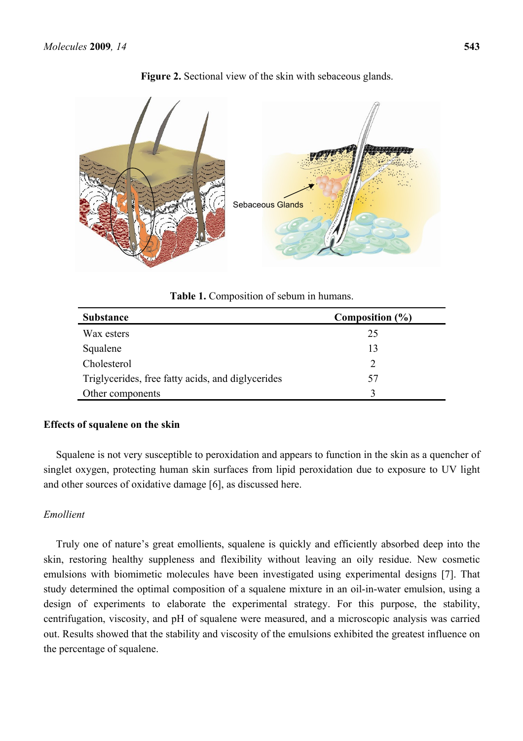**Figure 2.** Sectional view of the skin with sebaceous glands.

**Table 1.** Composition of sebum in humans.

| Substance | Composition (%) |
|---|---|
| Wax esters | 25 |
| Squalene | 13 |
| Cholesterol | 2 |
| Triglycerides, free fatty acids, and diglycerides | 57 |
| Other components | 3 |

### Effects of squalene on the skin

Squalene is not very susceptible to peroxidation and appears to function in the skin as a quencher of singlet oxygen, protecting human skin surfaces from lipid peroxidation due to exposure to UV light and other sources of oxidative damage [6], as discussed here.

#### *Emollient*

Truly one of nature's great emollients, squalene is quickly and efficiently absorbed deep into the skin, restoring healthy suppleness and flexibility without leaving an oily residue. New cosmetic emulsions with biomimetic molecules have been investigated using experimental designs [7]. That study determined the optimal composition of a squalene mixture in an oil-in-water emulsion, using a design of experiments to elaborate the experimental strategy. For this purpose, the stability, centrifugation, viscosity, and pH of squalene were measured, and a microscopic analysis was carried out. Results showed that the stability and viscosity of the emulsions exhibited the greatest influence on the percentage of squalene.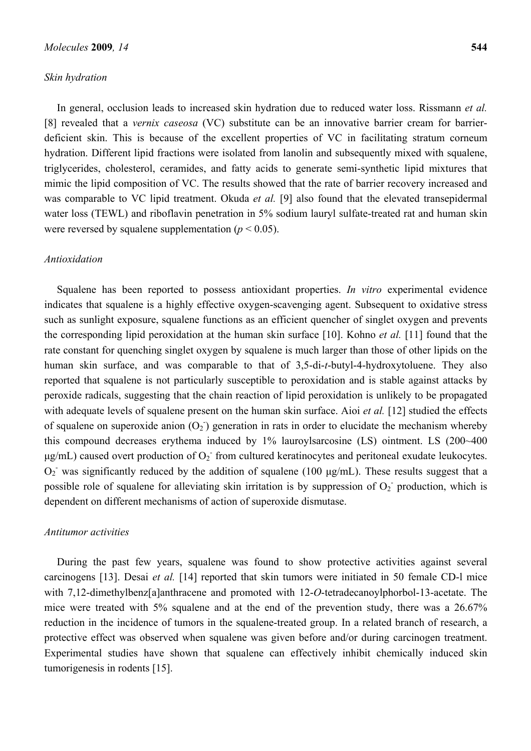*Skin hydration*

In general, occlusion leads to increased skin hydration due to reduced water loss. Rissmann *et al.* [8] revealed that a *vernix caseosa* (VC) substitute can be an innovative barrier cream for barrier-deficient skin. This is because of the excellent properties of VC in facilitating stratum corneum hydration. Different lipid fractions were isolated from lanolin and subsequently mixed with squalene, triglycerides, cholesterol, ceramides, and fatty acids to generate semi-synthetic lipid mixtures that mimic the lipid composition of VC. The results showed that the rate of barrier recovery increased and was comparable to VC lipid treatment. Okuda *et al.* [9] also found that the elevated transepidermal water loss (TEWL) and riboflavin penetration in 5% sodium lauryl sulfate-treated rat and human skin were reversed by squalene supplementation ($p < 0.05$).

*Antioxidation*

Squalene has been reported to possess antioxidant properties. *In vitro* experimental evidence indicates that squalene is a highly effective oxygen-scavenging agent. Subsequent to oxidative stress such as sunlight exposure, squalene functions as an efficient quencher of singlet oxygen and prevents the corresponding lipid peroxidation at the human skin surface [10]. Kohno *et al.* [11] found that the rate constant for quenching singlet oxygen by squalene is much larger than those of other lipids on the human skin surface, and was comparable to that of 3,5-di-*t*-butyl-4-hydroxytoluene. They also reported that squalene is not particularly susceptible to peroxidation and is stable against attacks by peroxide radicals, suggesting that the chain reaction of lipid peroxidation is unlikely to be propagated with adequate levels of squalene present on the human skin surface. Aioi *et al.* [12] studied the effects of squalene on superoxide anion ($O_2^-$) generation in rats in order to elucidate the mechanism whereby this compound decreases erythema induced by 1% lauroylsarcosine (LS) ointment. LS (200~400 μg/mL) caused overt production of $O_2^-$ from cultured keratinocytes and peritoneal exudate leukocytes. $O_2^-$ was significantly reduced by the addition of squalene (100 μg/mL). These results suggest that a possible role of squalene for alleviating skin irritation is by suppression of $O_2^-$ production, which is dependent on different mechanisms of action of superoxide dismutase.

*Antitumor activities*

During the past few years, squalene was found to show protective activities against several carcinogens [13]. Desai *et al.* [14] reported that skin tumors were initiated in 50 female CD-l mice with 7,12-dimethylbenz[a]anthracene and promoted with 12-*O*-tetradecanoylphorbol-13-acetate. The mice were treated with 5% squalene and at the end of the prevention study, there was a 26.67% reduction in the incidence of tumors in the squalene-treated group. In a related branch of research, a protective effect was observed when squalene was given before and/or during carcinogen treatment. Experimental studies have shown that squalene can effectively inhibit chemically induced skin tumorigenesis in rodents [15].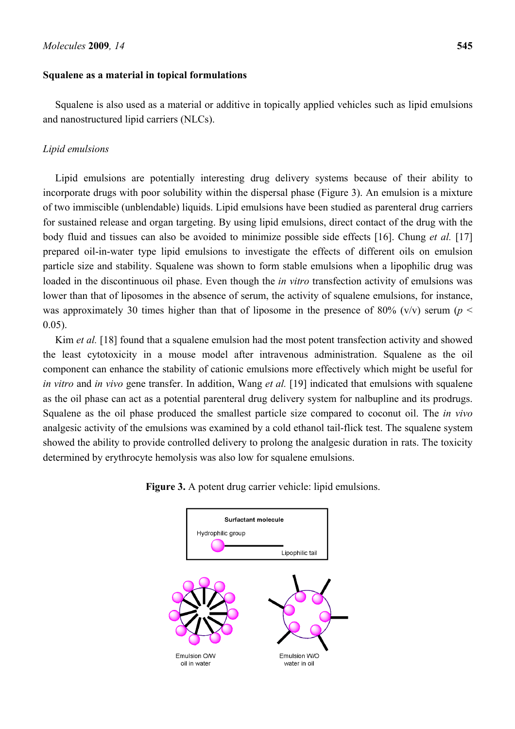### Squalene as a material in topical formulations

Squalene is also used as a material or additive in topically applied vehicles such as lipid emulsions and nanostructured lipid carriers (NLCs).

#### *Lipid emulsions*

Lipid emulsions are potentially interesting drug delivery systems because of their ability to incorporate drugs with poor solubility within the dispersal phase (Figure 3). An emulsion is a mixture of two immiscible (unblendable) liquids. Lipid emulsions have been studied as parenteral drug carriers for sustained release and organ targeting. By using lipid emulsions, direct contact of the drug with the body fluid and tissues can also be avoided to minimize possible side effects [16]. Chung *et al.* [17] prepared oil-in-water type lipid emulsions to investigate the effects of different oils on emulsion particle size and stability. Squalene was shown to form stable emulsions when a lipophilic drug was loaded in the discontinuous oil phase. Even though the *in vitro* transfection activity of emulsions was lower than that of liposomes in the absence of serum, the activity of squalene emulsions, for instance, was approximately 30 times higher than that of liposome in the presence of 80% (v/v) serum ($p < 0.05$).

Kim *et al.* [18] found that a squalene emulsion had the most potent transfection activity and showed the least cytotoxicity in a mouse model after intravenous administration. Squalene as the oil component can enhance the stability of cationic emulsions more effectively which might be useful for *in vitro* and *in vivo* gene transfer. In addition, Wang *et al.* [19] indicated that emulsions with squalene as the oil phase can act as a potential parenteral drug delivery system for nalbupline and its prodrugs. Squalene as the oil phase produced the smallest particle size compared to coconut oil. The *in vivo* analgesic activity of the emulsions was examined by a cold ethanol tail-flick test. The squalene system showed the ability to provide controlled delivery to prolong the analgesic duration in rats. The toxicity determined by erythrocyte hemolysis was also low for squalene emulsions.

**Figure 3.** A potent drug carrier vehicle: lipid emulsions.

Surfactant molecule

Hydrophilic group

Lipophilic tail

Emulsion O/W
oil in water

Emulsion W/O
water in oil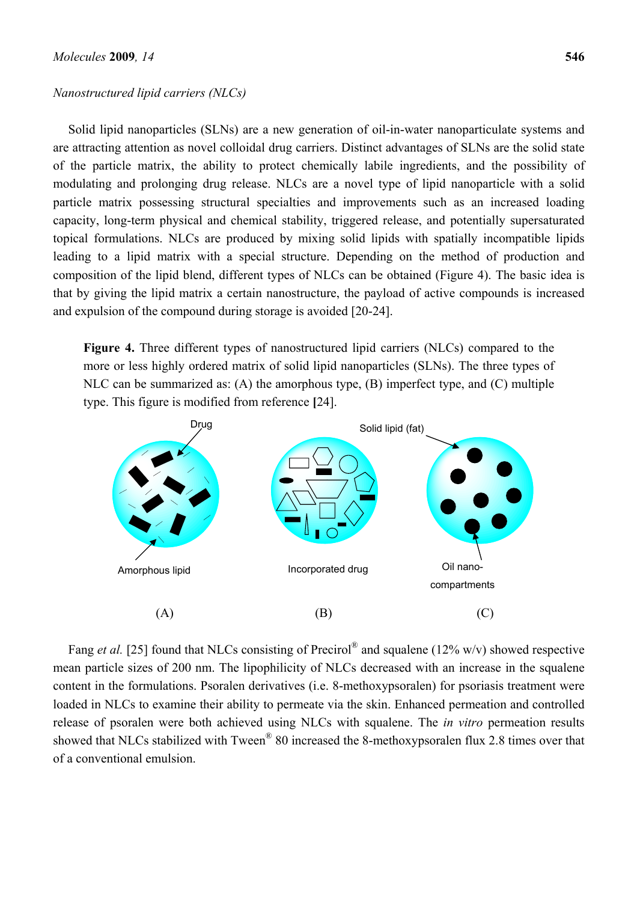*Nanostructured lipid carriers (NLCs)*

Solid lipid nanoparticles (SLNs) are a new generation of oil-in-water nanoparticulate systems and are attracting attention as novel colloidal drug carriers. Distinct advantages of SLNs are the solid state of the particle matrix, the ability to protect chemically labile ingredients, and the possibility of modulating and prolonging drug release. NLCs are a novel type of lipid nanoparticle with a solid particle matrix possessing structural specialties and improvements such as an increased loading capacity, long-term physical and chemical stability, triggered release, and potentially supersaturated topical formulations. NLCs are produced by mixing solid lipids with spatially incompatible lipids leading to a lipid matrix with a special structure. Depending on the method of production and composition of the lipid blend, different types of NLCs can be obtained (Figure 4). The basic idea is that by giving the lipid matrix a certain nanostructure, the payload of active compounds is increased and expulsion of the compound during storage is avoided [20-24].

**Figure 4.** Three different types of nanostructured lipid carriers (NLCs) compared to the more or less highly ordered matrix of solid lipid nanoparticles (SLNs). The three types of NLC can be summarized as: (A) the amorphous type, (B) imperfect type, and (C) multiple type. This figure is modified from reference **[**24].

Fang *et al.* [25] found that NLCs consisting of Precirol® and squalene (12% w/v) showed respective mean particle sizes of 200 nm. The lipophilicity of NLCs decreased with an increase in the squalene content in the formulations. Psoralen derivatives (i.e. 8-methoxypsoralen) for psoriasis treatment were loaded in NLCs to examine their ability to permeate via the skin. Enhanced permeation and controlled release of psoralen were both achieved using NLCs with squalene. The *in vitro* permeation results showed that NLCs stabilized with Tween® 80 increased the 8-methoxypsoralen flux 2.8 times over that of a conventional emulsion.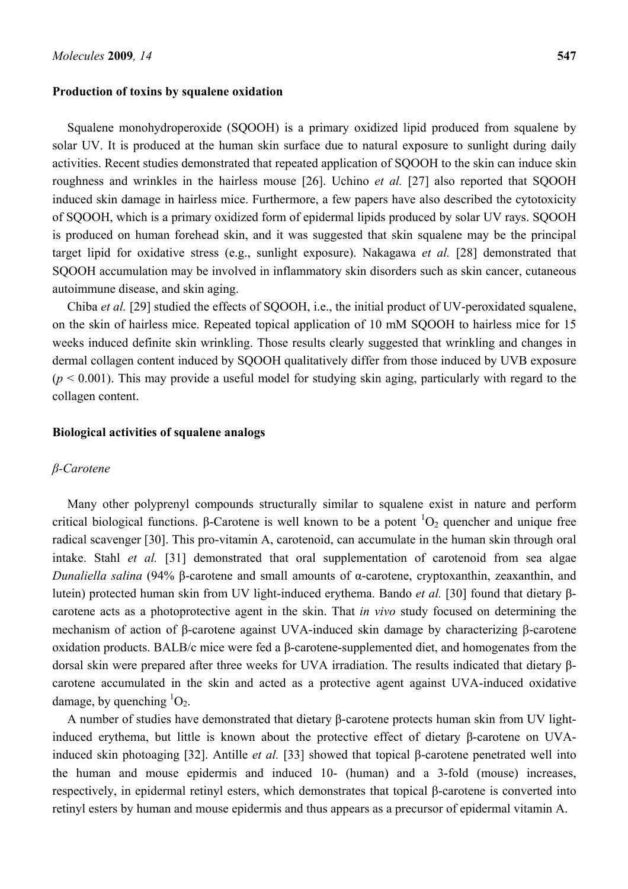**Production of toxins by squalene oxidation**

Squalene monohydroperoxide (SQOOH) is a primary oxidized lipid produced from squalene by solar UV. It is produced at the human skin surface due to natural exposure to sunlight during daily activities. Recent studies demonstrated that repeated application of SQOOH to the skin can induce skin roughness and wrinkles in the hairless mouse [26]. Uchino *et al.* [27] also reported that SQOOH induced skin damage in hairless mice. Furthermore, a few papers have also described the cytotoxicity of SQOOH, which is a primary oxidized form of epidermal lipids produced by solar UV rays. SQOOH is produced on human forehead skin, and it was suggested that skin squalene may be the principal target lipid for oxidative stress (e.g., sunlight exposure). Nakagawa *et al.* [28] demonstrated that SQOOH accumulation may be involved in inflammatory skin disorders such as skin cancer, cutaneous autoimmune disease, and skin aging.

Chiba *et al.* [29] studied the effects of SQOOH, i.e., the initial product of UV-peroxidated squalene, on the skin of hairless mice. Repeated topical application of 10 mM SQOOH to hairless mice for 15 weeks induced definite skin wrinkling. Those results clearly suggested that wrinkling and changes in dermal collagen content induced by SQOOH qualitatively differ from those induced by UVB exposure ($p < 0.001$). This may provide a useful model for studying skin aging, particularly with regard to the collagen content.

**Biological activities of squalene analogs**

*β-Carotene*

Many other polyprenyl compounds structurally similar to squalene exist in nature and perform critical biological functions. β-Carotene is well known to be a potent $^1O_2$ quencher and unique free radical scavenger [30]. This pro-vitamin A, carotenoid, can accumulate in the human skin through oral intake. Stahl *et al.* [31] demonstrated that oral supplementation of carotenoid from sea algae *Dunaliella salina* (94% β-carotene and small amounts of α-carotene, cryptoxanthin, zeaxanthin, and lutein) protected human skin from UV light-induced erythema. Bando *et al.* [30] found that dietary β-carotene acts as a photoprotective agent in the skin. That *in vivo* study focused on determining the mechanism of action of β-carotene against UVA-induced skin damage by characterizing β-carotene oxidation products. BALB/c mice were fed a β-carotene-supplemented diet, and homogenates from the dorsal skin were prepared after three weeks for UVA irradiation. The results indicated that dietary β-carotene accumulated in the skin and acted as a protective agent against UVA-induced oxidative damage, by quenching $^1O_2$.

A number of studies have demonstrated that dietary β-carotene protects human skin from UV light-induced erythema, but little is known about the protective effect of dietary β-carotene on UVA-induced skin photoaging [32]. Antille *et al.* [33] showed that topical β-carotene penetrated well into the human and mouse epidermis and induced 10- (human) and a 3-fold (mouse) increases, respectively, in epidermal retinyl esters, which demonstrates that topical β-carotene is converted into retinyl esters by human and mouse epidermis and thus appears as a precursor of epidermal vitamin A.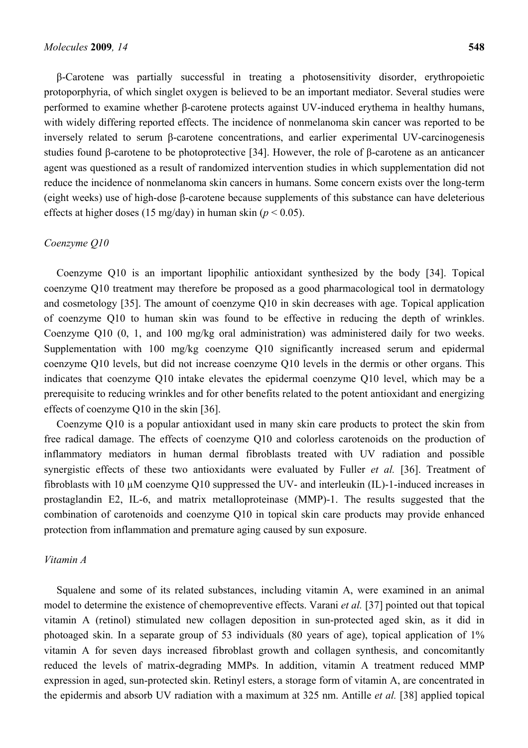β-Carotene was partially successful in treating a photosensitivity disorder, erythropoietic protoporphyria, of which singlet oxygen is believed to be an important mediator. Several studies were performed to examine whether β-carotene protects against UV-induced erythema in healthy humans, with widely differing reported effects. The incidence of nonmelanoma skin cancer was reported to be inversely related to serum β-carotene concentrations, and earlier experimental UV-carcinogenesis studies found β-carotene to be photoprotective [34]. However, the role of β-carotene as an anticancer agent was questioned as a result of randomized intervention studies in which supplementation did not reduce the incidence of nonmelanoma skin cancers in humans. Some concern exists over the long-term (eight weeks) use of high-dose β-carotene because supplements of this substance can have deleterious effects at higher doses (15 mg/day) in human skin ($p < 0.05$).

### *Coenzyme Q10*

Coenzyme Q10 is an important lipophilic antioxidant synthesized by the body [34]. Topical coenzyme Q10 treatment may therefore be proposed as a good pharmacological tool in dermatology and cosmetology [35]. The amount of coenzyme Q10 in skin decreases with age. Topical application of coenzyme Q10 to human skin was found to be effective in reducing the depth of wrinkles. Coenzyme Q10 (0, 1, and 100 mg/kg oral administration) was administered daily for two weeks. Supplementation with 100 mg/kg coenzyme Q10 significantly increased serum and epidermal coenzyme Q10 levels, but did not increase coenzyme Q10 levels in the dermis or other organs. This indicates that coenzyme Q10 intake elevates the epidermal coenzyme Q10 level, which may be a prerequisite to reducing wrinkles and for other benefits related to the potent antioxidant and energizing effects of coenzyme Q10 in the skin [36].

Coenzyme Q10 is a popular antioxidant used in many skin care products to protect the skin from free radical damage. The effects of coenzyme Q10 and colorless carotenoids on the production of inflammatory mediators in human dermal fibroblasts treated with UV radiation and possible synergistic effects of these two antioxidants were evaluated by Fuller *et al.* [36]. Treatment of fibroblasts with 10 μM coenzyme Q10 suppressed the UV- and interleukin (IL)-1-induced increases in prostaglandin E2, IL-6, and matrix metalloproteinase (MMP)-1. The results suggested that the combination of carotenoids and coenzyme Q10 in topical skin care products may provide enhanced protection from inflammation and premature aging caused by sun exposure.

### *Vitamin A*

Squalene and some of its related substances, including vitamin A, were examined in an animal model to determine the existence of chemopreventive effects. Varani *et al.* [37] pointed out that topical vitamin A (retinol) stimulated new collagen deposition in sun-protected aged skin, as it did in photoaged skin. In a separate group of 53 individuals (80 years of age), topical application of 1% vitamin A for seven days increased fibroblast growth and collagen synthesis, and concomitantly reduced the levels of matrix-degrading MMPs. In addition, vitamin A treatment reduced MMP expression in aged, sun-protected skin. Retinyl esters, a storage form of vitamin A, are concentrated in the epidermis and absorb UV radiation with a maximum at 325 nm. Antille *et al.* [38] applied topical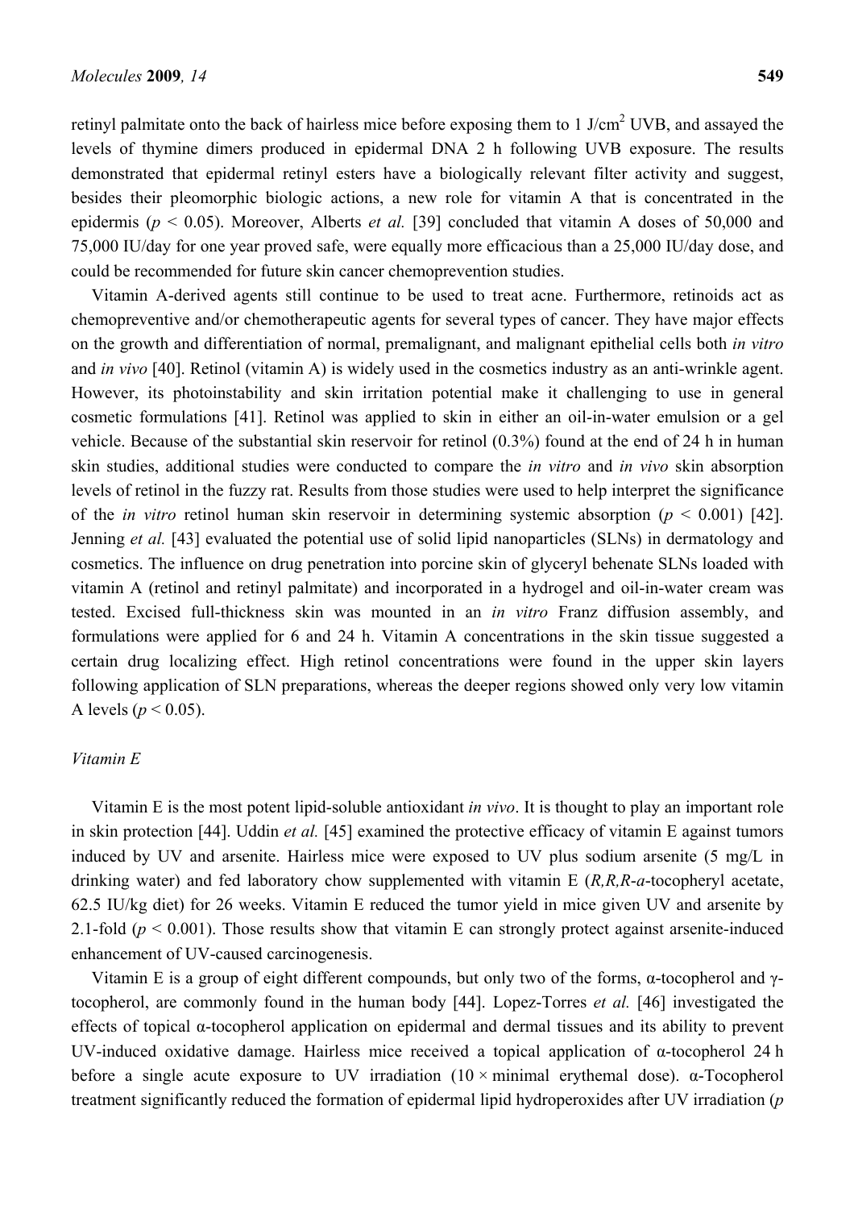retinyl palmitate onto the back of hairless mice before exposing them to 1 J/cm$^2$ UVB, and assayed the levels of thymine dimers produced in epidermal DNA 2 h following UVB exposure. The results demonstrated that epidermal retinyl esters have a biologically relevant filter activity and suggest, besides their pleomorphic biologic actions, a new role for vitamin A that is concentrated in the epidermis ($p < 0.05$). Moreover, Alberts *et al.* [39] concluded that vitamin A doses of 50,000 and 75,000 IU/day for one year proved safe, were equally more efficacious than a 25,000 IU/day dose, and could be recommended for future skin cancer chemoprevention studies.

Vitamin A-derived agents still continue to be used to treat acne. Furthermore, retinoids act as chemopreventive and/or chemotherapeutic agents for several types of cancer. They have major effects on the growth and differentiation of normal, premalignant, and malignant epithelial cells both *in vitro* and *in vivo* [40]. Retinol (vitamin A) is widely used in the cosmetics industry as an anti-wrinkle agent. However, its photoinstability and skin irritation potential make it challenging to use in general cosmetic formulations [41]. Retinol was applied to skin in either an oil-in-water emulsion or a gel vehicle. Because of the substantial skin reservoir for retinol (0.3%) found at the end of 24 h in human skin studies, additional studies were conducted to compare the *in vitro* and *in vivo* skin absorption levels of retinol in the fuzzy rat. Results from those studies were used to help interpret the significance of the *in vitro* retinol human skin reservoir in determining systemic absorption ($p < 0.001$) [42]. Jenning *et al.* [43] evaluated the potential use of solid lipid nanoparticles (SLNs) in dermatology and cosmetics. The influence on drug penetration into porcine skin of glyceryl behenate SLNs loaded with vitamin A (retinol and retinyl palmitate) and incorporated in a hydrogel and oil-in-water cream was tested. Excised full-thickness skin was mounted in an *in vitro* Franz diffusion assembly, and formulations were applied for 6 and 24 h. Vitamin A concentrations in the skin tissue suggested a certain drug localizing effect. High retinol concentrations were found in the upper skin layers following application of SLN preparations, whereas the deeper regions showed only very low vitamin A levels ($p < 0.05$).

### *Vitamin E*

Vitamin E is the most potent lipid-soluble antioxidant *in vivo*. It is thought to play an important role in skin protection [44]. Uddin *et al.* [45] examined the protective efficacy of vitamin E against tumors induced by UV and arsenite. Hairless mice were exposed to UV plus sodium arsenite (5 mg/L in drinking water) and fed laboratory chow supplemented with vitamin E (*R,R,R-a*-tocopheryl acetate, 62.5 IU/kg diet) for 26 weeks. Vitamin E reduced the tumor yield in mice given UV and arsenite by 2.1-fold ($p < 0.001$). Those results show that vitamin E can strongly protect against arsenite-induced enhancement of UV-caused carcinogenesis.

Vitamin E is a group of eight different compounds, but only two of the forms, α-tocopherol and γ-tocopherol, are commonly found in the human body [44]. Lopez-Torres *et al.* [46] investigated the effects of topical α-tocopherol application on epidermal and dermal tissues and its ability to prevent UV-induced oxidative damage. Hairless mice received a topical application of α-tocopherol 24 h before a single acute exposure to UV irradiation (10 × minimal erythemal dose). α-Tocopherol treatment significantly reduced the formation of epidermal lipid hydroperoxides after UV irradiation (*p*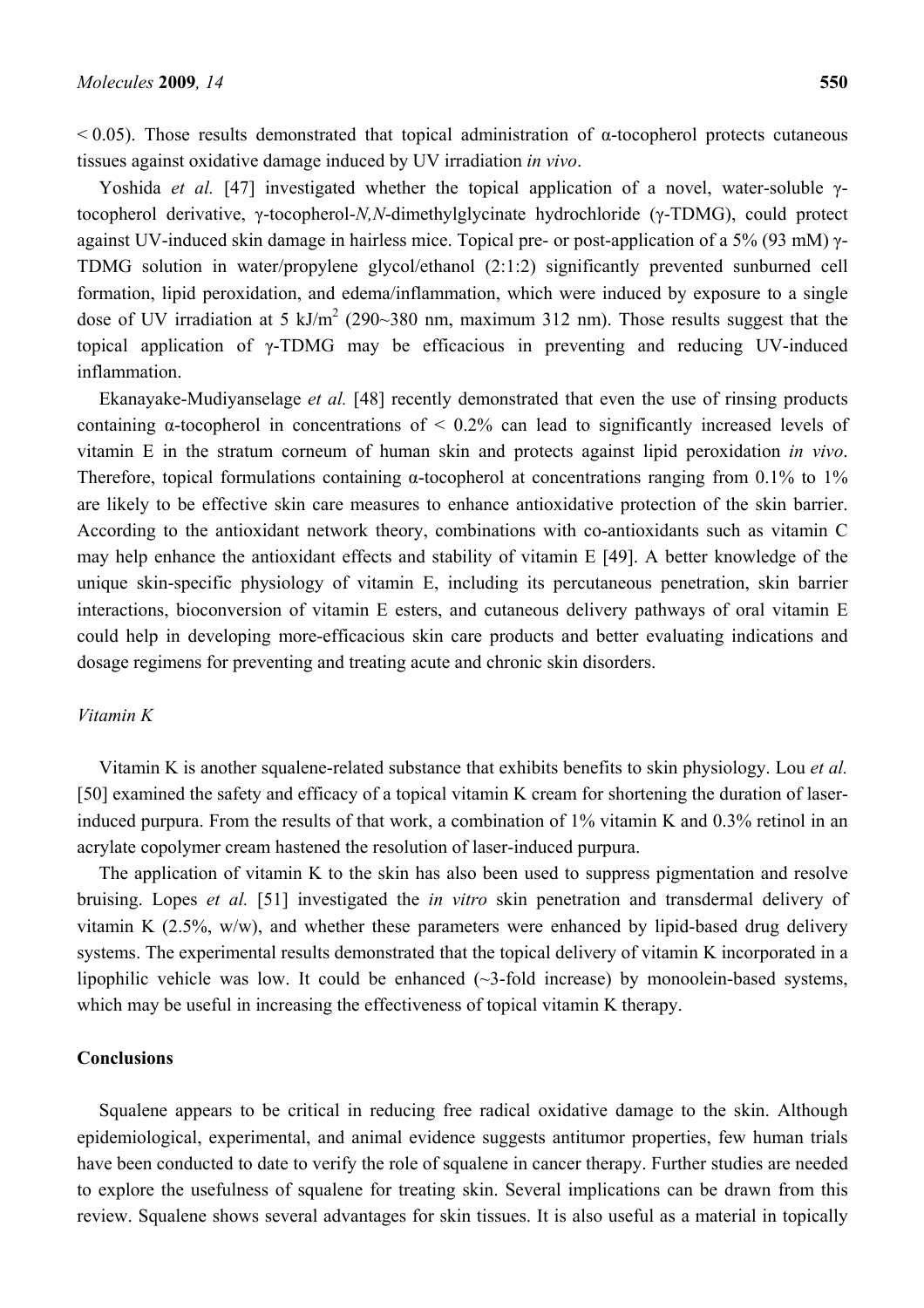< 0.05). Those results demonstrated that topical administration of α-tocopherol protects cutaneous tissues against oxidative damage induced by UV irradiation *in vivo*.

Yoshida *et al.* [47] investigated whether the topical application of a novel, water-soluble γ-tocopherol derivative, γ-tocopherol-*N,N*-dimethylglycinate hydrochloride (γ-TDMG), could protect against UV-induced skin damage in hairless mice. Topical pre- or post-application of a 5% (93 mM) γ-TDMG solution in water/propylene glycol/ethanol (2:1:2) significantly prevented sunburned cell formation, lipid peroxidation, and edema/inflammation, which were induced by exposure to a single dose of UV irradiation at 5 kJ/$m^2$ (290~380 nm, maximum 312 nm). Those results suggest that the topical application of γ-TDMG may be efficacious in preventing and reducing UV-induced inflammation.

Ekanayake-Mudiyanselage *et al.* [48] recently demonstrated that even the use of rinsing products containing α-tocopherol in concentrations of < 0.2% can lead to significantly increased levels of vitamin E in the stratum corneum of human skin and protects against lipid peroxidation *in vivo*. Therefore, topical formulations containing α-tocopherol at concentrations ranging from 0.1% to 1% are likely to be effective skin care measures to enhance antioxidative protection of the skin barrier. According to the antioxidant network theory, combinations with co-antioxidants such as vitamin C may help enhance the antioxidant effects and stability of vitamin E [49]. A better knowledge of the unique skin-specific physiology of vitamin E, including its percutaneous penetration, skin barrier interactions, bioconversion of vitamin E esters, and cutaneous delivery pathways of oral vitamin E could help in developing more-efficacious skin care products and better evaluating indications and dosage regimens for preventing and treating acute and chronic skin disorders.

### *Vitamin K*

Vitamin K is another squalene-related substance that exhibits benefits to skin physiology. Lou *et al.* [50] examined the safety and efficacy of a topical vitamin K cream for shortening the duration of laser-induced purpura. From the results of that work, a combination of 1% vitamin K and 0.3% retinol in an acrylate copolymer cream hastened the resolution of laser-induced purpura.

The application of vitamin K to the skin has also been used to suppress pigmentation and resolve bruising. Lopes *et al.* [51] investigated the *in vitro* skin penetration and transdermal delivery of vitamin K (2.5%, w/w), and whether these parameters were enhanced by lipid-based drug delivery systems. The experimental results demonstrated that the topical delivery of vitamin K incorporated in a lipophilic vehicle was low. It could be enhanced (~3-fold increase) by monoolein-based systems, which may be useful in increasing the effectiveness of topical vitamin K therapy.

## **Conclusions**

Squalene appears to be critical in reducing free radical oxidative damage to the skin. Although epidemiological, experimental, and animal evidence suggests antitumor properties, few human trials have been conducted to date to verify the role of squalene in cancer therapy. Further studies are needed to explore the usefulness of squalene for treating skin. Several implications can be drawn from this review. Squalene shows several advantages for skin tissues. It is also useful as a material in topically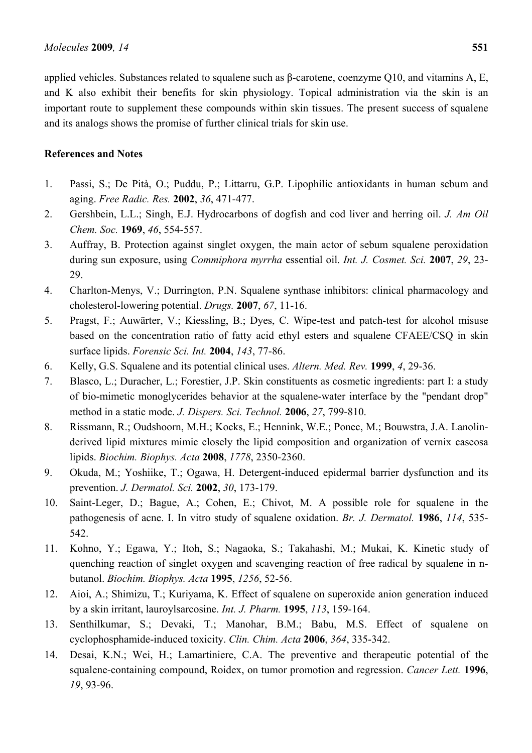applied vehicles. Substances related to squalene such as β-carotene, coenzyme Q10, and vitamins A, E, and K also exhibit their benefits for skin physiology. Topical administration via the skin is an important route to supplement these compounds within skin tissues. The present success of squalene and its analogs shows the promise of further clinical trials for skin use.

**References and Notes**

1. Passi, S.; De Pità, O.; Puddu, P.; Littarru, G.P. Lipophilic antioxidants in human sebum and aging. *Free Radic. Res.* **2002**, *36*, 471-477.
2. Gershbein, L.L.; Singh, E.J. Hydrocarbons of dogfish and cod liver and herring oil. *J. Am Oil Chem. Soc.* **1969**, *46*, 554-557.
3. Auffray, B. Protection against singlet oxygen, the main actor of sebum squalene peroxidation during sun exposure, using *Commiphora myrrha* essential oil. *Int. J. Cosmet. Sci.* **2007**, *29*, 23-29.
4. Charlton-Menys, V.; Durrington, P.N. Squalene synthase inhibitors: clinical pharmacology and cholesterol-lowering potential. *Drugs.* **2007**, *67*, 11-16.
5. Pragst, F.; Auwärter, V.; Kiessling, B.; Dyes, C. Wipe-test and patch-test for alcohol misuse based on the concentration ratio of fatty acid ethyl esters and squalene CFAEE/CSQ in skin surface lipids. *Forensic Sci. Int.* **2004**, *143*, 77-86.
6. Kelly, G.S. Squalene and its potential clinical uses. *Altern. Med. Rev.* **1999**, *4*, 29-36.
7. Blasco, L.; Duracher, L.; Forestier, J.P. Skin constituents as cosmetic ingredients: part I: a study of bio-mimetic monoglycerides behavior at the squalene-water interface by the "pendant drop" method in a static mode. *J. Dispers. Sci. Technol.* **2006**, *27*, 799-810.
8. Rissmann, R.; Oudshoorn, M.H.; Kocks, E.; Hennink, W.E.; Ponec, M.; Bouwstra, J.A. Lanolin-derived lipid mixtures mimic closely the lipid composition and organization of vernix caseosa lipids. *Biochim. Biophys. Acta* **2008**, *1778*, 2350-2360.
9. Okuda, M.; Yoshiike, T.; Ogawa, H. Detergent-induced epidermal barrier dysfunction and its prevention. *J. Dermatol. Sci.* **2002**, *30*, 173-179.
10. Saint-Leger, D.; Bague, A.; Cohen, E.; Chivot, M. A possible role for squalene in the pathogenesis of acne. I. In vitro study of squalene oxidation. *Br. J. Dermatol.* **1986**, *114*, 535-542.
11. Kohno, Y.; Egawa, Y.; Itoh, S.; Nagaoka, S.; Takahashi, M.; Mukai, K. Kinetic study of quenching reaction of singlet oxygen and scavenging reaction of free radical by squalene in n-butanol. *Biochim. Biophys. Acta* **1995**, *1256*, 52-56.
12. Aioi, A.; Shimizu, T.; Kuriyama, K. Effect of squalene on superoxide anion generation induced by a skin irritant, lauroylsarcosine. *Int. J. Pharm.* **1995**, *113*, 159-164.
13. Senthilkumar, S.; Devaki, T.; Manohar, B.M.; Babu, M.S. Effect of squalene on cyclophosphamide-induced toxicity. *Clin. Chim. Acta* **2006**, *364*, 335-342.
14. Desai, K.N.; Wei, H.; Lamartiniere, C.A. The preventive and therapeutic potential of the squalene-containing compound, Roidex, on tumor promotion and regression. *Cancer Lett.* **1996**, *19*, 93-96.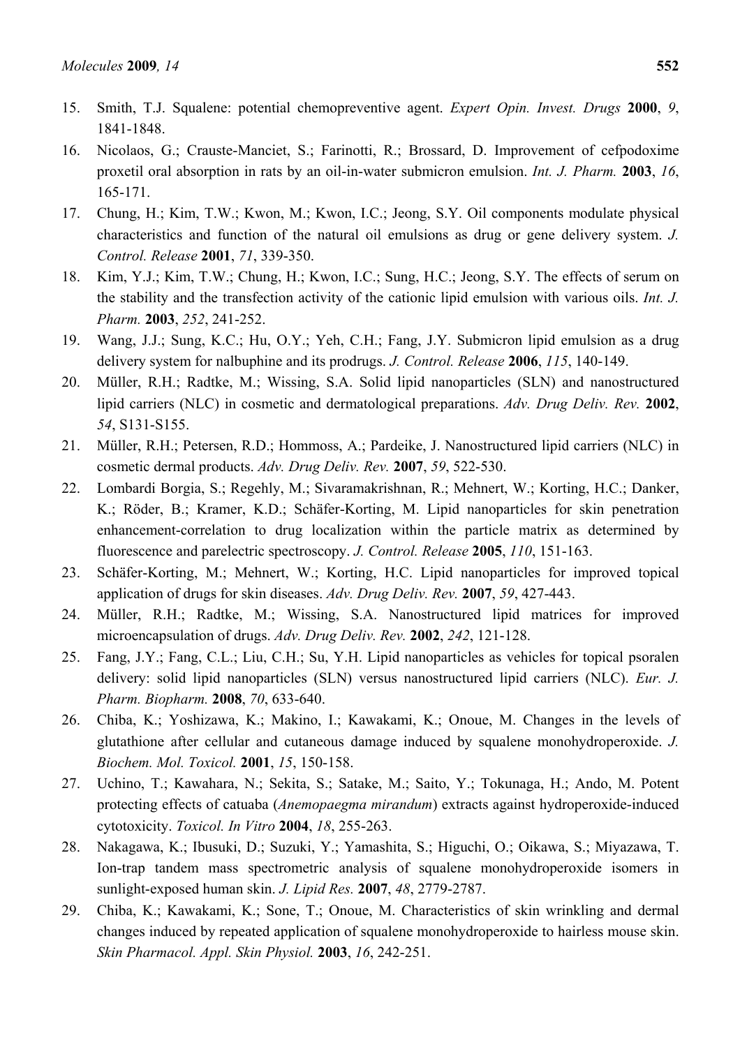15. Smith, T.J. Squalene: potential chemopreventive agent. *Expert Opin. Invest. Drugs* **2000**, *9*, 1841-1848.
16. Nicolaos, G.; Crauste-Manciet, S.; Farinotti, R.; Brossard, D. Improvement of cefpodoxime proxetil oral absorption in rats by an oil-in-water submicron emulsion. *Int. J. Pharm.* **2003**, *16*, 165-171.
17. Chung, H.; Kim, T.W.; Kwon, M.; Kwon, I.C.; Jeong, S.Y. Oil components modulate physical characteristics and function of the natural oil emulsions as drug or gene delivery system. *J. Control. Release* **2001**, *71*, 339-350.
18. Kim, Y.J.; Kim, T.W.; Chung, H.; Kwon, I.C.; Sung, H.C.; Jeong, S.Y. The effects of serum on the stability and the transfection activity of the cationic lipid emulsion with various oils. *Int. J. Pharm.* **2003**, *252*, 241-252.
19. Wang, J.J.; Sung, K.C.; Hu, O.Y.; Yeh, C.H.; Fang, J.Y. Submicron lipid emulsion as a drug delivery system for nalbuphine and its prodrugs. *J. Control. Release* **2006**, *115*, 140-149.
20. Müller, R.H.; Radtke, M.; Wissing, S.A. Solid lipid nanoparticles (SLN) and nanostructured lipid carriers (NLC) in cosmetic and dermatological preparations. *Adv. Drug Deliv. Rev.* **2002**, *54*, S131-S155.
21. Müller, R.H.; Petersen, R.D.; Hommoss, A.; Pardeike, J. Nanostructured lipid carriers (NLC) in cosmetic dermal products. *Adv. Drug Deliv. Rev.* **2007**, *59*, 522-530.
22. Lombardi Borgia, S.; Regehly, M.; Sivaramakrishnan, R.; Mehnert, W.; Korting, H.C.; Danker, K.; Röder, B.; Kramer, K.D.; Schäfer-Korting, M. Lipid nanoparticles for skin penetration enhancement-correlation to drug localization within the particle matrix as determined by fluorescence and parelectric spectroscopy. *J. Control. Release* **2005**, *110*, 151-163.
23. Schäfer-Korting, M.; Mehnert, W.; Korting, H.C. Lipid nanoparticles for improved topical application of drugs for skin diseases. *Adv. Drug Deliv. Rev.* **2007**, *59*, 427-443.
24. Müller, R.H.; Radtke, M.; Wissing, S.A. Nanostructured lipid matrices for improved microencapsulation of drugs. *Adv. Drug Deliv. Rev.* **2002**, *242*, 121-128.
25. Fang, J.Y.; Fang, C.L.; Liu, C.H.; Su, Y.H. Lipid nanoparticles as vehicles for topical psoralen delivery: solid lipid nanoparticles (SLN) versus nanostructured lipid carriers (NLC). *Eur. J. Pharm. Biopharm.* **2008**, *70*, 633-640.
26. Chiba, K.; Yoshizawa, K.; Makino, I.; Kawakami, K.; Onoue, M. Changes in the levels of glutathione after cellular and cutaneous damage induced by squalene monohydroperoxide. *J. Biochem. Mol. Toxicol.* **2001**, *15*, 150-158.
27. Uchino, T.; Kawahara, N.; Sekita, S.; Satake, M.; Saito, Y.; Tokunaga, H.; Ando, M. Potent protecting effects of catuaba (*Anemopaegma mirandum*) extracts against hydroperoxide-induced cytotoxicity. *Toxicol. In Vitro* **2004**, *18*, 255-263.
28. Nakagawa, K.; Ibusuki, D.; Suzuki, Y.; Yamashita, S.; Higuchi, O.; Oikawa, S.; Miyazawa, T. Ion-trap tandem mass spectrometric analysis of squalene monohydroperoxide isomers in sunlight-exposed human skin. *J. Lipid Res.* **2007**, *48*, 2779-2787.
29. Chiba, K.; Kawakami, K.; Sone, T.; Onoue, M. Characteristics of skin wrinkling and dermal changes induced by repeated application of squalene monohydroperoxide to hairless mouse skin. *Skin Pharmacol. Appl. Skin Physiol.* **2003**, *16*, 242-251.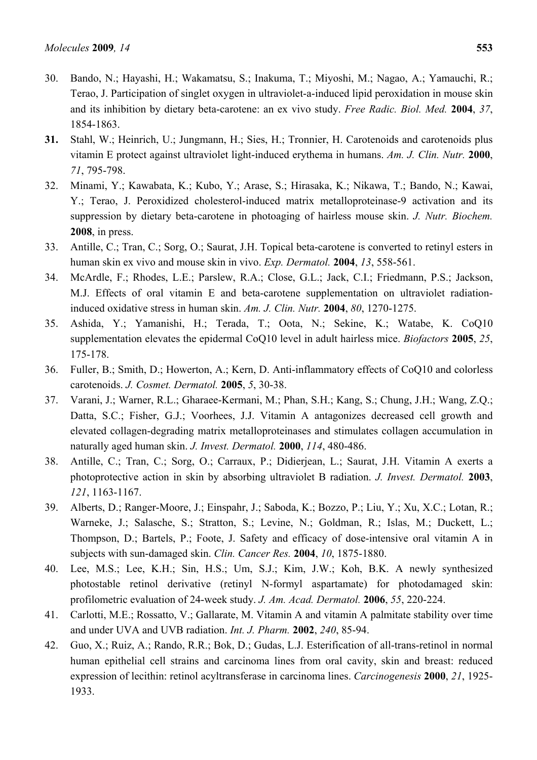30. Bando, N.; Hayashi, H.; Wakamatsu, S.; Inakuma, T.; Miyoshi, M.; Nagao, A.; Yamauchi, R.; Terao, J. Participation of singlet oxygen in ultraviolet-a-induced lipid peroxidation in mouse skin and its inhibition by dietary beta-carotene: an ex vivo study. *Free Radic. Biol. Med.* **2004**, *37*, 1854-1863.
31. Stahl, W.; Heinrich, U.; Jungmann, H.; Sies, H.; Tronnier, H. Carotenoids and carotenoids plus vitamin E protect against ultraviolet light-induced erythema in humans. *Am. J. Clin. Nutr.* **2000**, *71*, 795-798.
32. Minami, Y.; Kawabata, K.; Kubo, Y.; Arase, S.; Hirasaka, K.; Nikawa, T.; Bando, N.; Kawai, Y.; Terao, J. Peroxidized cholesterol-induced matrix metalloproteinase-9 activation and its suppression by dietary beta-carotene in photoaging of hairless mouse skin. *J. Nutr. Biochem.* **2008**, in press.
33. Antille, C.; Tran, C.; Sorg, O.; Saurat, J.H. Topical beta-carotene is converted to retinyl esters in human skin ex vivo and mouse skin in vivo. *Exp. Dermatol.* **2004**, *13*, 558-561.
34. McArdle, F.; Rhodes, L.E.; Parslew, R.A.; Close, G.L.; Jack, C.I.; Friedmann, P.S.; Jackson, M.J. Effects of oral vitamin E and beta-carotene supplementation on ultraviolet radiation-induced oxidative stress in human skin. *Am. J. Clin. Nutr.* **2004**, *80*, 1270-1275.
35. Ashida, Y.; Yamanishi, H.; Terada, T.; Oota, N.; Sekine, K.; Watabe, K. CoQ10 supplementation elevates the epidermal CoQ10 level in adult hairless mice. *Biofactors* **2005**, *25*, 175-178.
36. Fuller, B.; Smith, D.; Howerton, A.; Kern, D. Anti-inflammatory effects of CoQ10 and colorless carotenoids. *J. Cosmet. Dermatol.* **2005**, *5*, 30-38.
37. Varani, J.; Warner, R.L.; Gharaee-Kermani, M.; Phan, S.H.; Kang, S.; Chung, J.H.; Wang, Z.Q.; Datta, S.C.; Fisher, G.J.; Voorhees, J.J. Vitamin A antagonizes decreased cell growth and elevated collagen-degrading matrix metalloproteinases and stimulates collagen accumulation in naturally aged human skin. *J. Invest. Dermatol.* **2000**, *114*, 480-486.
38. Antille, C.; Tran, C.; Sorg, O.; Carraux, P.; Didierjean, L.; Saurat, J.H. Vitamin A exerts a photoprotective action in skin by absorbing ultraviolet B radiation. *J. Invest. Dermatol.* **2003**, *121*, 1163-1167.
39. Alberts, D.; Ranger-Moore, J.; Einspahr, J.; Saboda, K.; Bozzo, P.; Liu, Y.; Xu, X.C.; Lotan, R.; Warneke, J.; Salasche, S.; Stratton, S.; Levine, N.; Goldman, R.; Islas, M.; Duckett, L.; Thompson, D.; Bartels, P.; Foote, J. Safety and efficacy of dose-intensive oral vitamin A in subjects with sun-damaged skin. *Clin. Cancer Res.* **2004**, *10*, 1875-1880.
40. Lee, M.S.; Lee, K.H.; Sin, H.S.; Um, S.J.; Kim, J.W.; Koh, B.K. A newly synthesized photostable retinol derivative (retinyl N-formyl aspartamate) for photodamaged skin: profilometric evaluation of 24-week study. *J. Am. Acad. Dermatol.* **2006**, *55*, 220-224.
41. Carlotti, M.E.; Rossatto, V.; Gallarate, M. Vitamin A and vitamin A palmitate stability over time and under UVA and UVB radiation. *Int. J. Pharm.* **2002**, *240*, 85-94.
42. Guo, X.; Ruiz, A.; Rando, R.R.; Bok, D.; Gudas, L.J. Esterification of all-trans-retinol in normal human epithelial cell strains and carcinoma lines from oral cavity, skin and breast: reduced expression of lecithin: retinol acyltransferase in carcinoma lines. *Carcinogenesis* **2000**, *21*, 1925-1933.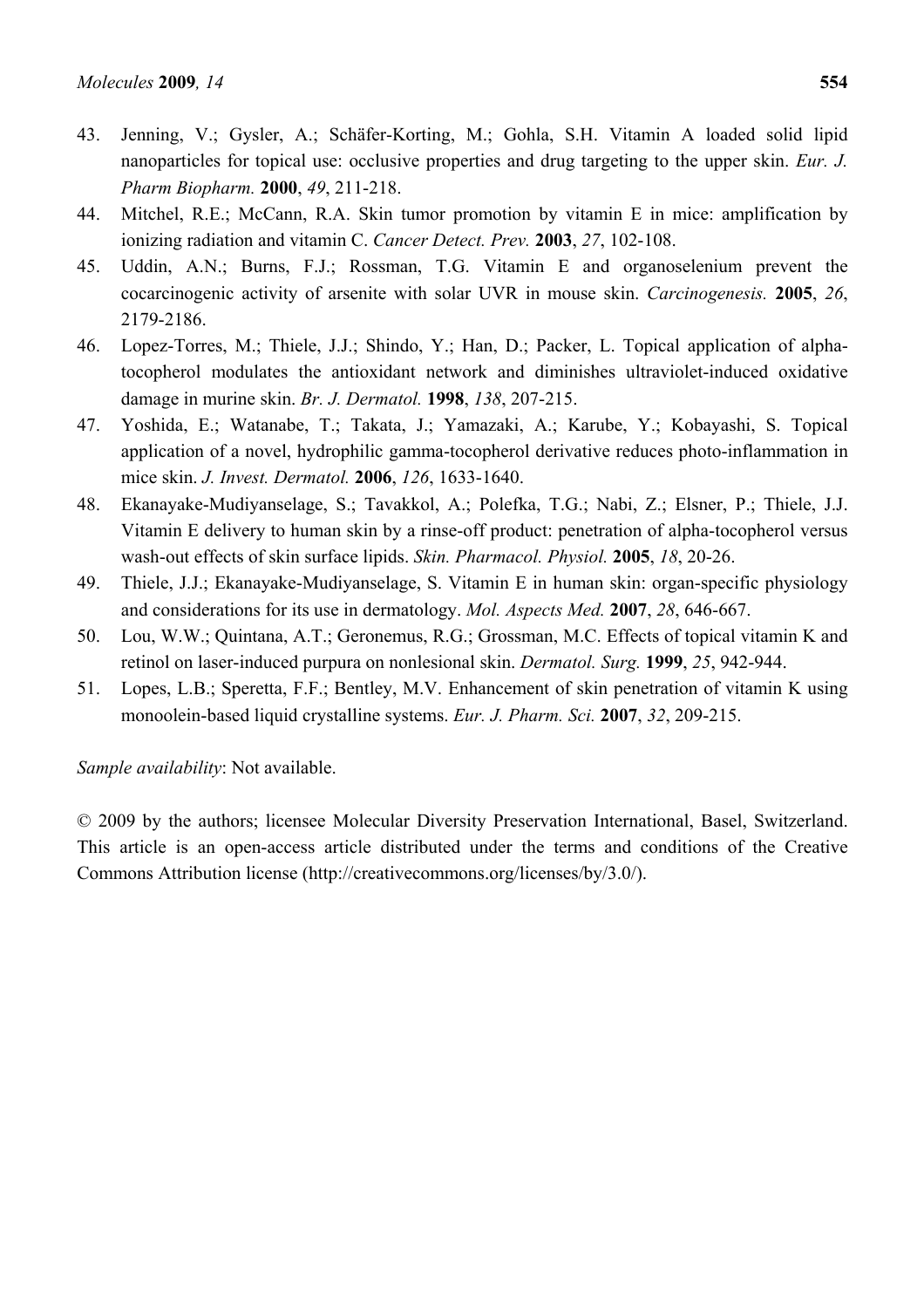43. Jenning, V.; Gysler, A.; Schäfer-Korting, M.; Gohla, S.H. Vitamin A loaded solid lipid nanoparticles for topical use: occlusive properties and drug targeting to the upper skin. *Eur. J. Pharm Biopharm.* **2000**, *49*, 211-218.
44. Mitchel, R.E.; McCann, R.A. Skin tumor promotion by vitamin E in mice: amplification by ionizing radiation and vitamin C. *Cancer Detect. Prev.* **2003**, *27*, 102-108.
45. Uddin, A.N.; Burns, F.J.; Rossman, T.G. Vitamin E and organoselenium prevent the cocarcinogenic activity of arsenite with solar UVR in mouse skin. *Carcinogenesis.* **2005**, *26*, 2179-2186.
46. Lopez-Torres, M.; Thiele, J.J.; Shindo, Y.; Han, D.; Packer, L. Topical application of alpha-tocopherol modulates the antioxidant network and diminishes ultraviolet-induced oxidative damage in murine skin. *Br. J. Dermatol.* **1998**, *138*, 207-215.
47. Yoshida, E.; Watanabe, T.; Takata, J.; Yamazaki, A.; Karube, Y.; Kobayashi, S. Topical application of a novel, hydrophilic gamma-tocopherol derivative reduces photo-inflammation in mice skin. *J. Invest. Dermatol.* **2006**, *126*, 1633-1640.
48. Ekanayake-Mudiyanselage, S.; Tavakkol, A.; Polefka, T.G.; Nabi, Z.; Elsner, P.; Thiele, J.J. Vitamin E delivery to human skin by a rinse-off product: penetration of alpha-tocopherol versus wash-out effects of skin surface lipids. *Skin. Pharmacol. Physiol.* **2005**, *18*, 20-26.
49. Thiele, J.J.; Ekanayake-Mudiyanselage, S. Vitamin E in human skin: organ-specific physiology and considerations for its use in dermatology. *Mol. Aspects Med.* **2007**, *28*, 646-667.
50. Lou, W.W.; Quintana, A.T.; Geronemus, R.G.; Grossman, M.C. Effects of topical vitamin K and retinol on laser-induced purpura on nonlesional skin. *Dermatol. Surg.* **1999**, *25*, 942-944.
51. Lopes, L.B.; Speretta, F.F.; Bentley, M.V. Enhancement of skin penetration of vitamin K using monoolein-based liquid crystalline systems. *Eur. J. Pharm. Sci.* **2007**, *32*, 209-215.

*Sample availability*: Not available.

© 2009 by the authors; licensee Molecular Diversity Preservation International, Basel, Switzerland. This article is an open-access article distributed under the terms and conditions of the Creative Commons Attribution license (http://creativecommons.org/licenses/by/3.0/).